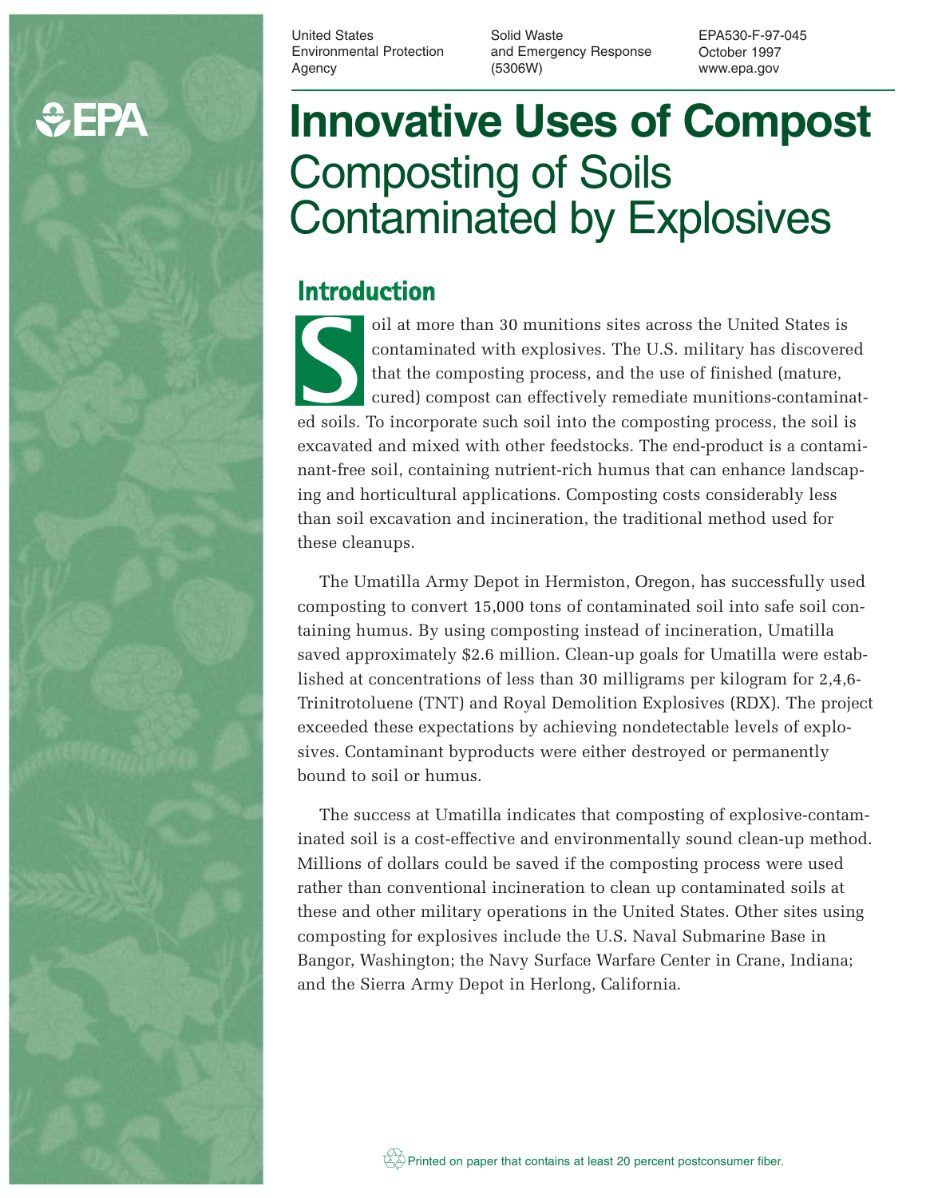United States Environmental Protection Agency

Solid Waste and Emergency Response (5306W)

EPA530-F-97-045
October 1997
www.epa.gov

# Innovative Uses of Compost
# Composting of Soils Contaminated by Explosives

## Introduction

Soil at more than 30 munitions sites across the United States is contaminated with explosives. The U.S. military has discovered that the composting process, and the use of finished (mature, cured) compost can effectively remediate munitions-contaminated soils. To incorporate such soil into the composting process, the soil is excavated and mixed with other feedstocks. The end-product is a contaminant-free soil, containing nutrient-rich humus that can enhance landscaping and horticultural applications. Composting costs considerably less than soil excavation and incineration, the traditional method used for these cleanups.

The Umatilla Army Depot in Hermiston, Oregon, has successfully used composting to convert 15,000 tons of contaminated soil into safe soil containing humus. By using composting instead of incineration, Umatilla saved approximately $2.6 million. Clean-up goals for Umatilla were established at concentrations of less than 30 milligrams per kilogram for 2,4,6-Trinitrotoluene (TNT) and Royal Demolition Explosives (RDX). The project exceeded these expectations by achieving nondetectable levels of explosives. Contaminant byproducts were either destroyed or permanently bound to soil or humus.

The success at Umatilla indicates that composting of explosive-contaminated soil is a cost-effective and environmentally sound clean-up method. Millions of dollars could be saved if the composting process were used rather than conventional incineration to clean up contaminated soils at these and other military operations in the United States. Other sites using composting for explosives include the U.S. Naval Submarine Base in Bangor, Washington; the Navy Surface Warfare Center in Crane, Indiana; and the Sierra Army Depot in Herlong, California.

Printed on paper that contains at least 20 percent postconsumer fiber.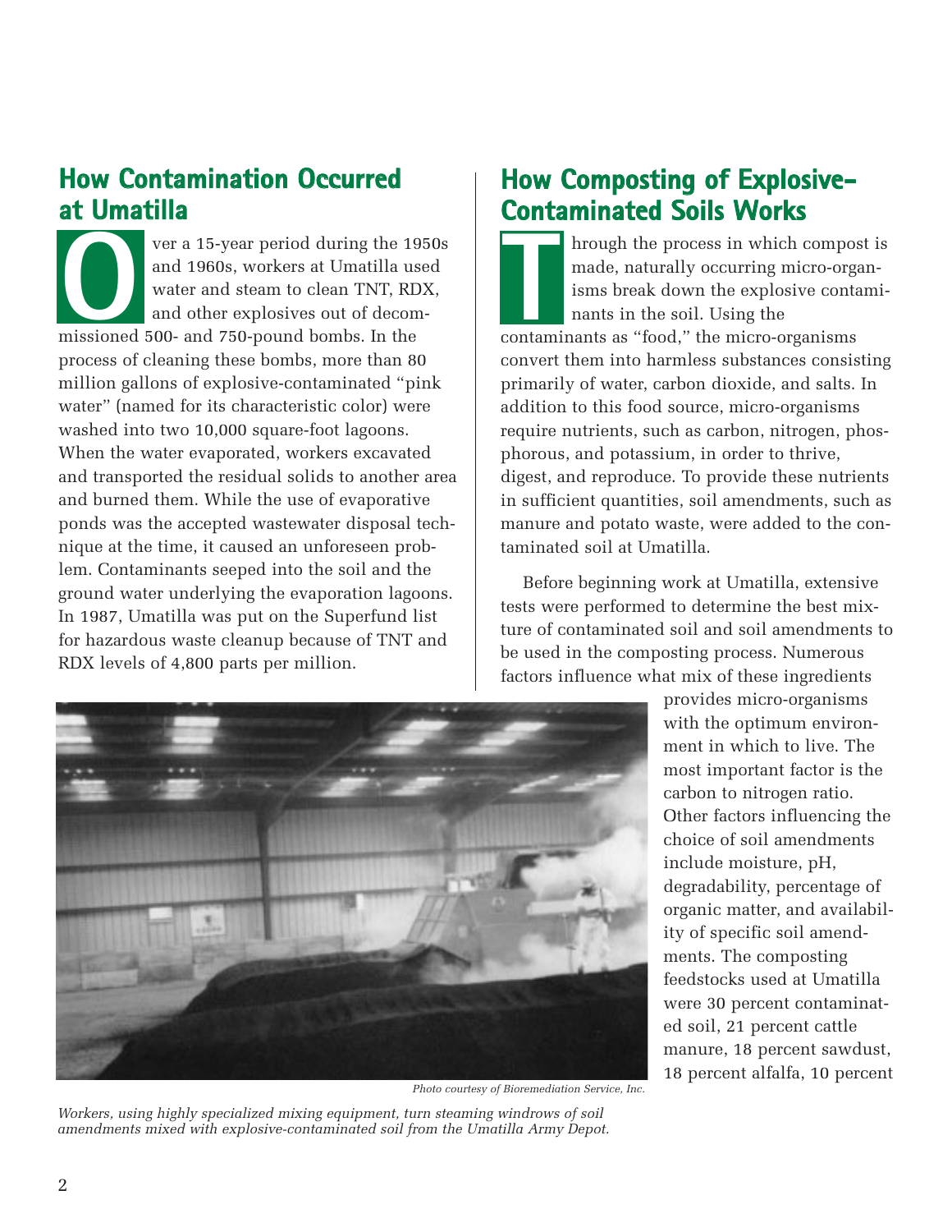## How Contamination Occurred at Umatilla

Over a 15-year period during the 1950s and 1960s, workers at Umatilla used water and steam to clean TNT, RDX, and other explosives out of decommissioned 500- and 750-pound bombs. In the process of cleaning these bombs, more than 80 million gallons of explosive-contaminated "pink water" (named for its characteristic color) were washed into two 10,000 square-foot lagoons. When the water evaporated, workers excavated and transported the residual solids to another area and burned them. While the use of evaporative ponds was the accepted wastewater disposal technique at the time, it caused an unforeseen problem. Contaminants seeped into the soil and the ground water underlying the evaporation lagoons. In 1987, Umatilla was put on the Superfund list for hazardous waste cleanup because of TNT and RDX levels of 4,800 parts per million.

## How Composting of Explosive-Contaminated Soils Works

Through the process in which compost is made, naturally occurring micro-organisms break down the explosive contaminants in the soil. Using the contaminants as "food," the micro-organisms convert them into harmless substances consisting primarily of water, carbon dioxide, and salts. In addition to this food source, micro-organisms require nutrients, such as carbon, nitrogen, phosphorous, and potassium, in order to thrive, digest, and reproduce. To provide these nutrients in sufficient quantities, soil amendments, such as manure and potato waste, were added to the contaminated soil at Umatilla.

Before beginning work at Umatilla, extensive tests were performed to determine the best mixture of contaminated soil and soil amendments to be used in the composting process. Numerous factors influence what mix of these ingredients provides micro-organisms with the optimum environment in which to live. The most important factor is the carbon to nitrogen ratio. Other factors influencing the choice of soil amendments include moisture, pH, degradability, percentage of organic matter, and availability of specific soil amendments. The composting feedstocks used at Umatilla were 30 percent contaminated soil, 21 percent cattle manure, 18 percent sawdust, 18 percent alfalfa, 10 percent

*Photo courtesy of Bioremediation Service, Inc.*

*Workers, using highly specialized mixing equipment, turn steaming windrows of soil amendments mixed with explosive-contaminated soil from the Umatilla Army Depot.*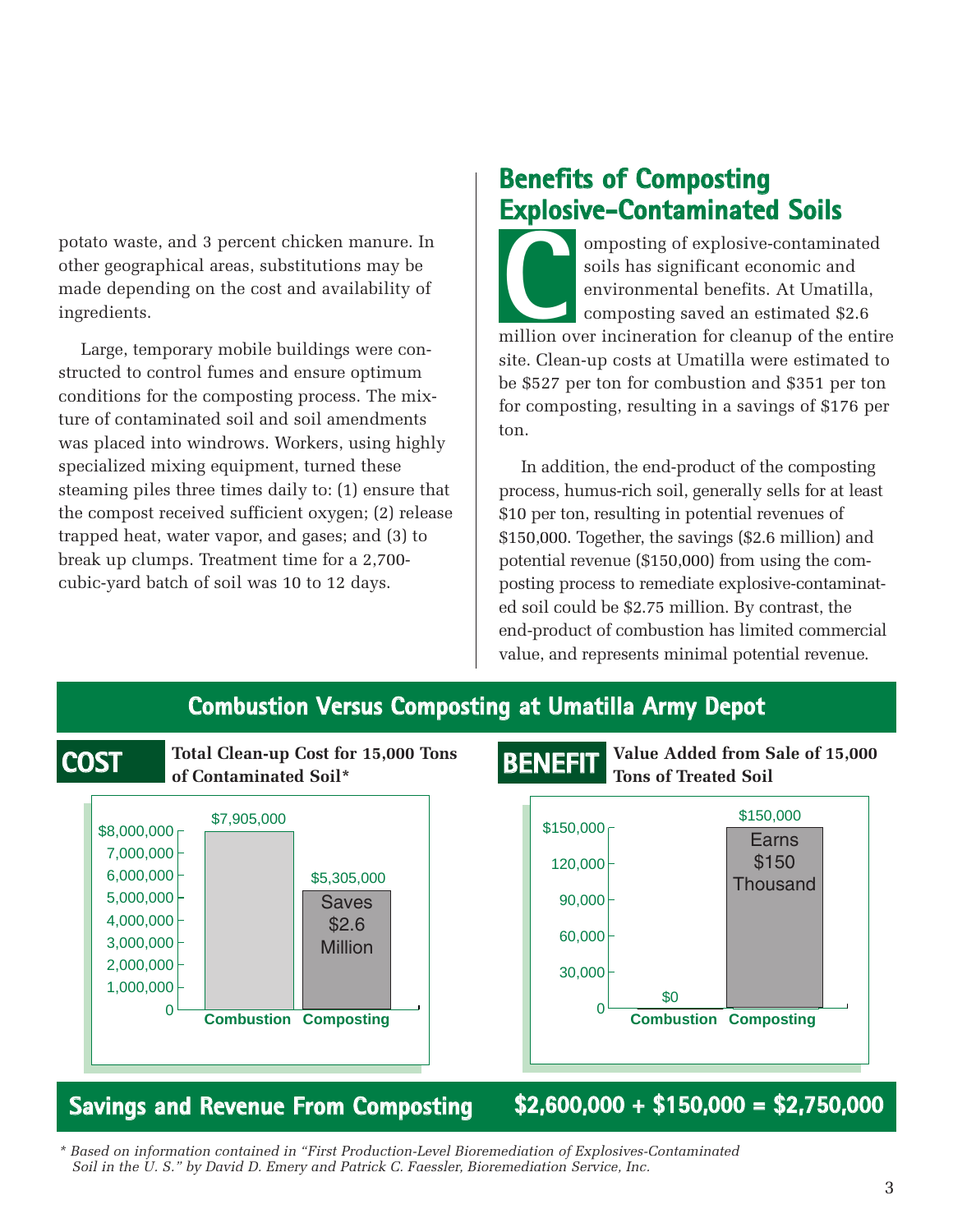potato waste, and 3 percent chicken manure. In other geographical areas, substitutions may be made depending on the cost and availability of ingredients.

Large, temporary mobile buildings were constructed to control fumes and ensure optimum conditions for the composting process. The mixture of contaminated soil and soil amendments was placed into windrows. Workers, using highly specialized mixing equipment, turned these steaming piles three times daily to: (1) ensure that the compost received sufficient oxygen; (2) release trapped heat, water vapor, and gases; and (3) to break up clumps. Treatment time for a 2,700-cubic-yard batch of soil was 10 to 12 days.

## Benefits of Composting Explosive-Contaminated Soils

Composting of explosive-contaminated soils has significant economic and environmental benefits. At Umatilla, composting saved an estimated $2.6 million over incineration for cleanup of the entire site. Clean-up costs at Umatilla were estimated to be $527 per ton for combustion and $351 per ton for composting, resulting in a savings of $176 per ton.

In addition, the end-product of the composting process, humus-rich soil, generally sells for at least $10 per ton, resulting in potential revenues of $150,000. Together, the savings ($2.6 million) and potential revenue ($150,000) from using the composting process to remediate explosive-contaminated soil could be $2.75 million. By contrast, the end-product of combustion has limited commercial value, and represents minimal potential revenue.

## Combustion Versus Composting at Umatilla Army Depot

### COST

**Total Clean-up Cost for 15,000 Tons of Contaminated Soil***

| | Combustion | Composting |
|---|---|---|
| Total Clean-up Cost | $7,905,000 | $5,305,000 (Saves $2.6 Million) |

### BENEFIT

**Value Added from Sale of 15,000 Tons of Treated Soil**

| | Combustion | Composting |
|---|---|---|
| Value Added | $0 | $150,000 (Earns $150 Thousand) |

**Savings and Revenue From Composting** **$2,600,000 + $150,000 = $2,750,000**

*\* Based on information contained in "First Production-Level Bioremediation of Explosives-Contaminated Soil in the U. S." by David D. Emery and Patrick C. Faessler, Bioremediation Service, Inc.*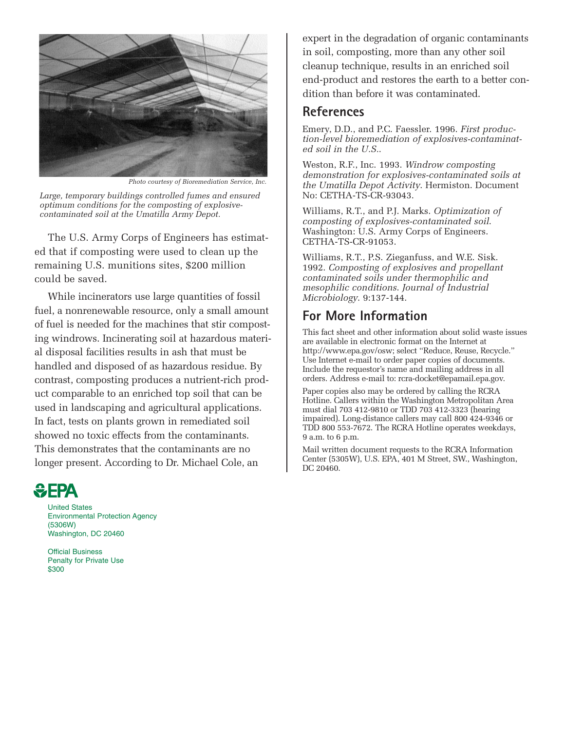Photo courtesy of Bioremediation Service, Inc.

*Large, temporary buildings controlled fumes and ensured optimum conditions for the composting of explosive-contaminated soil at the Umatilla Army Depot.*

The U.S. Army Corps of Engineers has estimated that if composting were used to clean up the remaining U.S. munitions sites, $200 million could be saved.

While incinerators use large quantities of fossil fuel, a nonrenewable resource, only a small amount of fuel is needed for the machines that stir composting windrows. Incinerating soil at hazardous material disposal facilities results in ash that must be handled and disposed of as hazardous residue. By contrast, composting produces a nutrient-rich product comparable to an enriched top soil that can be used in landscaping and agricultural applications. In fact, tests on plants grown in remediated soil showed no toxic effects from the contaminants. This demonstrates that the contaminants are no longer present. According to Dr. Michael Cole, an expert in the degradation of organic contaminants in soil, composting, more than any other soil cleanup technique, results in an enriched soil end-product and restores the earth to a better condition than before it was contaminated.

## References

Emery, D.D., and P.C. Faessler. 1996. *First production-level bioremediation of explosives-contaminated soil in the U.S.*.

Weston, R.F., Inc. 1993. *Windrow composting demonstration for explosives-contaminated soils at the Umatilla Depot Activity*. Hermiston. Document No: CETHA-TS-CR-93043.

Williams, R.T., and P.J. Marks. *Optimization of composting of explosives-contaminated soil*. Washington: U.S. Army Corps of Engineers. CETHA-TS-CR-91053.

Williams, R.T., P.S. Zieganfuss, and W.E. Sisk. 1992. *Composting of explosives and propellant contaminated soils under thermophilic and mesophilic conditions. Journal of Industrial Microbiology*. 9:137-144.

## For More Information

This fact sheet and other information about solid waste issues are available in electronic format on the Internet at http://www.epa.gov/osw; select "Reduce, Reuse, Recycle." Use Internet e-mail to order paper copies of documents. Include the requestor's name and mailing address in all orders. Address e-mail to: rcra-docket@epamail.epa.gov.

Paper copies also may be ordered by calling the RCRA Hotline. Callers within the Washington Metropolitan Area must dial 703 412-9810 or TDD 703 412-3323 (hearing impaired). Long-distance callers may call 800 424-9346 or TDD 800 553-7672. The RCRA Hotline operates weekdays, 9 a.m. to 6 p.m.

Mail written document requests to the RCRA Information Center (5305W), U.S. EPA, 401 M Street, SW., Washington, DC 20460.

EPA

United States
Environmental Protection Agency
(5306W)
Washington, DC 20460

Official Business
Penalty for Private Use
$300